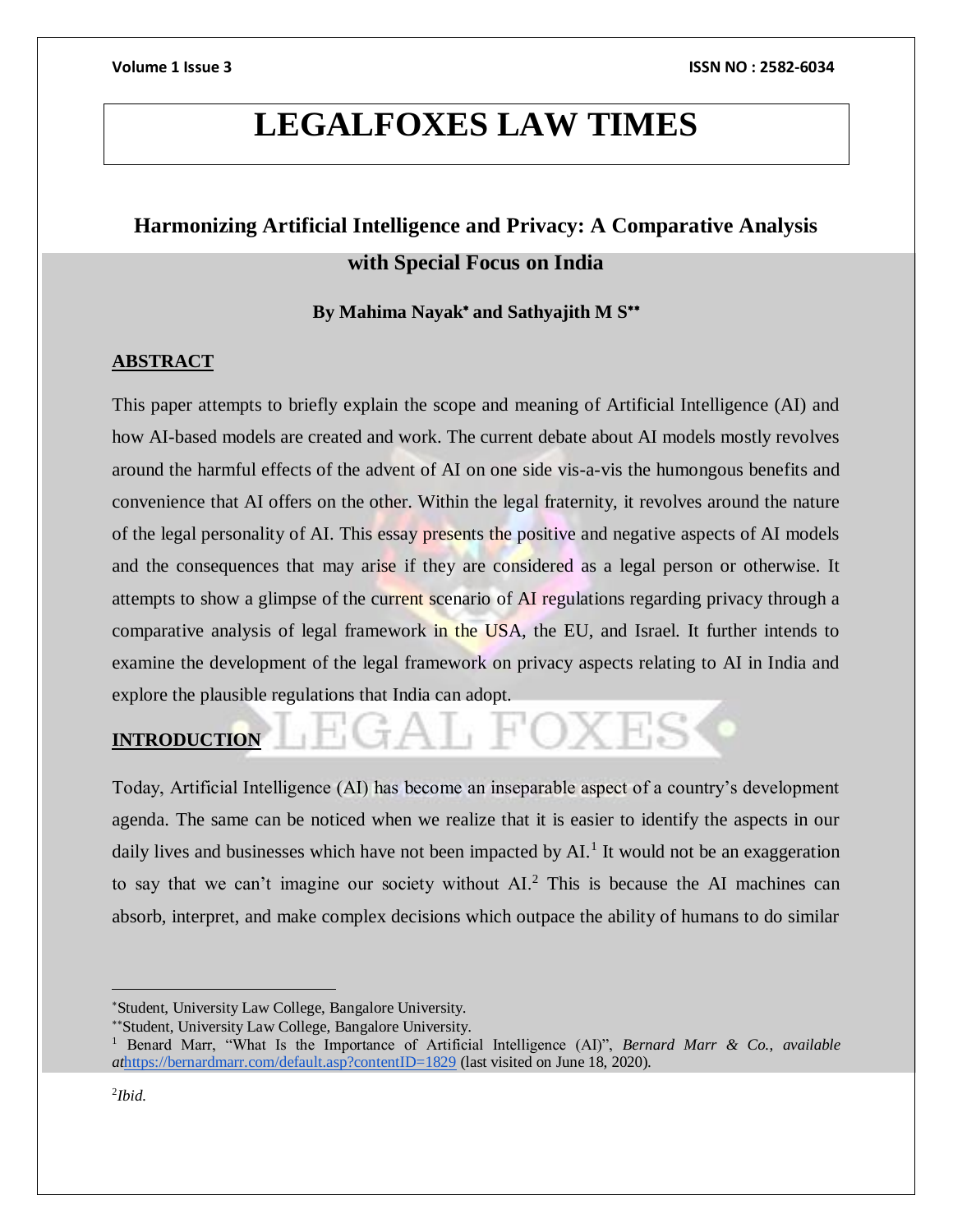# LEGALFOXES LAW TIMES

## Harmonizing Artificial Intelligence and Privacy: A Comparative Analysis with Special Focus on India

**By Mahima Nayak[*] and Sathyajith M S[**]**

### ABSTRACT

This paper attempts to briefly explain the scope and meaning of Artificial Intelligence (AI) and how AI-based models are created and work. The current debate about AI models mostly revolves around the harmful effects of the advent of AI on one side vis-a-vis the humongous benefits and convenience that AI offers on the other. Within the legal fraternity, it revolves around the nature of the legal personality of AI. This essay presents the positive and negative aspects of AI models and the consequences that may arise if they are considered as a legal person or otherwise. It attempts to show a glimpse of the current scenario of AI regulations regarding privacy through a comparative analysis of legal framework in the USA, the EU, and Israel. It further intends to examine the development of the legal framework on privacy aspects relating to AI in India and explore the plausible regulations that India can adopt.

### INTRODUCTION

Today, Artificial Intelligence (AI) has become an inseparable aspect of a country's development agenda. The same can be noticed when we realize that it is easier to identify the aspects in our daily lives and businesses which have not been impacted by AI.[1] It would not be an exaggeration to say that we can't imagine our society without AI.[2] This is because the AI machines can absorb, interpret, and make complex decisions which outpace the ability of humans to do similar

---

[*] Student, University Law College, Bangalore University.

[**] Student, University Law College, Bangalore University.

[1] Benard Marr, "What Is the Importance of Artificial Intelligence (AI)", *Bernard Marr & Co.*, *available at*https://bernardmarr.com/default.asp?contentID=1829 (last visited on June 18, 2020).

[2] *Ibid.*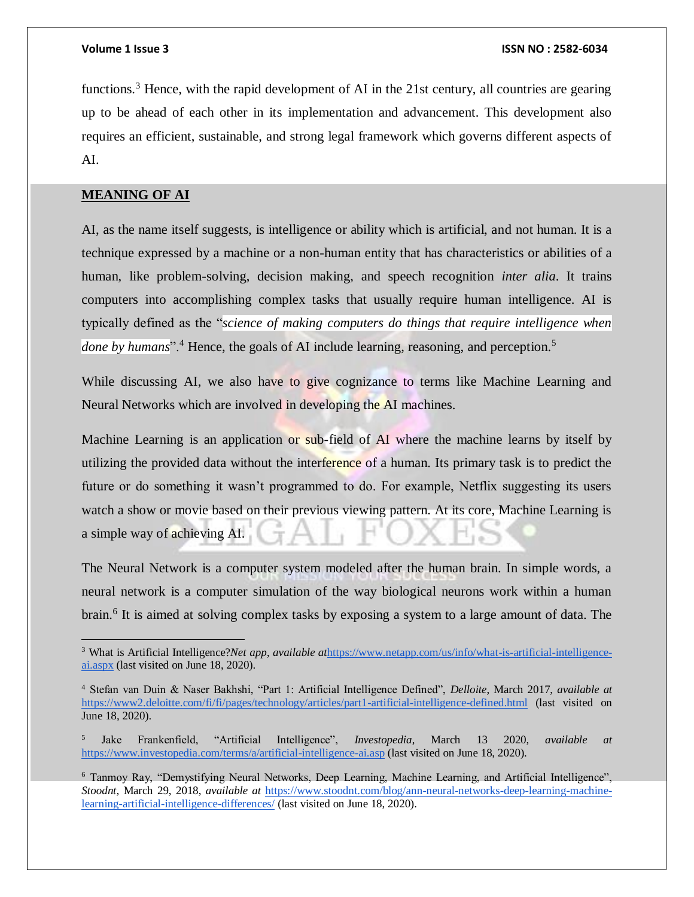functions.[3] Hence, with the rapid development of AI in the 21st century, all countries are gearing up to be ahead of each other in its implementation and advancement. This development also requires an efficient, sustainable, and strong legal framework which governs different aspects of AI.

## MEANING OF AI

AI, as the name itself suggests, is intelligence or ability which is artificial, and not human. It is a technique expressed by a machine or a non-human entity that has characteristics or abilities of a human, like problem-solving, decision making, and speech recognition *inter alia*. It trains computers into accomplishing complex tasks that usually require human intelligence. AI is typically defined as the "*science of making computers do things that require intelligence when done by humans*".[4] Hence, the goals of AI include learning, reasoning, and perception.[5]

While discussing AI, we also have to give cognizance to terms like Machine Learning and Neural Networks which are involved in developing the AI machines.

Machine Learning is an application or sub-field of AI where the machine learns by itself by utilizing the provided data without the interference of a human. Its primary task is to predict the future or do something it wasn't programmed to do. For example, Netflix suggesting its users watch a show or movie based on their previous viewing pattern. At its core, Machine Learning is a simple way of achieving AI.

The Neural Network is a computer system modeled after the human brain. In simple words, a neural network is a computer simulation of the way biological neurons work within a human brain.[6] It is aimed at solving complex tasks by exposing a system to a large amount of data. The

---

[3] What is Artificial Intelligence?*Net app*, *available at*https://www.netapp.com/us/info/what-is-artificial-intelligence-ai.aspx (last visited on June 18, 2020).

[4] Stefan van Duin & Naser Bakhshi, "Part 1: Artificial Intelligence Defined", *Delloite*, March 2017, *available at* https://www2.deloitte.com/fi/fi/pages/technology/articles/part1-artificial-intelligence-defined.html (last visited on June 18, 2020).

[5] Jake Frankenfield, "Artificial Intelligence", *Investopedia*, March 13 2020, *available at* https://www.investopedia.com/terms/a/artificial-intelligence-ai.asp (last visited on June 18, 2020).

[6] Tanmoy Ray, "Demystifying Neural Networks, Deep Learning, Machine Learning, and Artificial Intelligence", *Stoodnt*, March 29, 2018, *available at* https://www.stoodnt.com/blog/ann-neural-networks-deep-learning-machine-learning-artificial-intelligence-differences/ (last visited on June 18, 2020).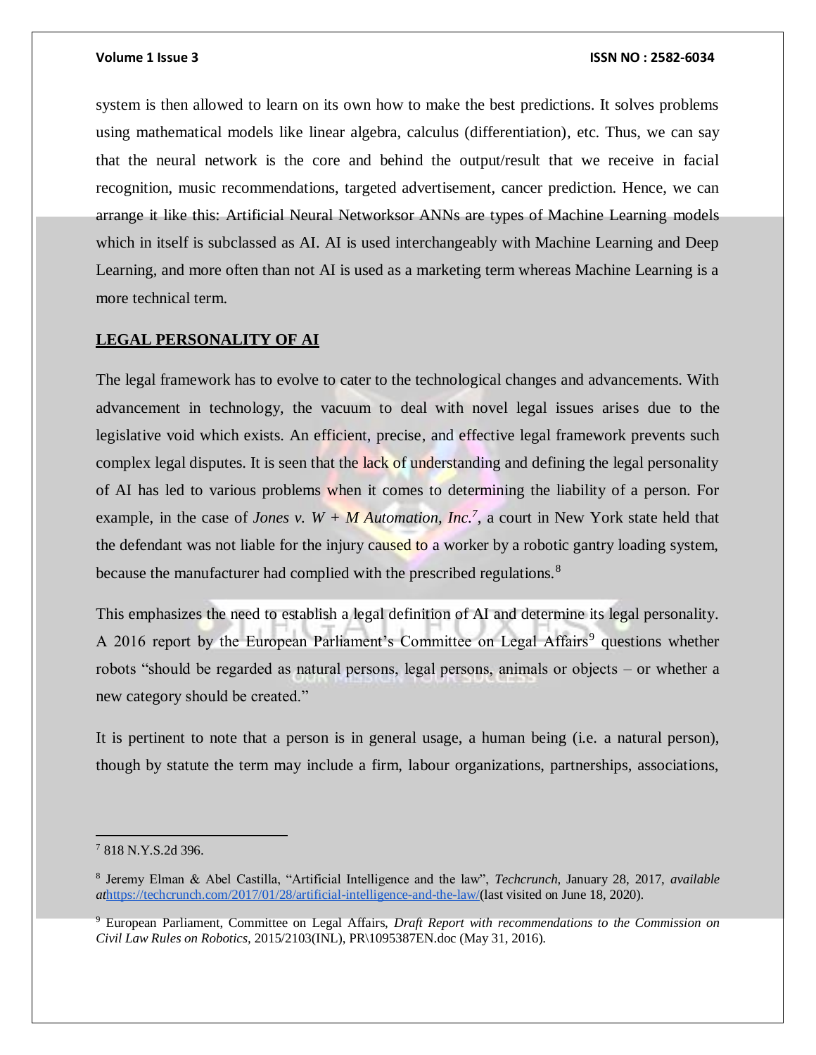system is then allowed to learn on its own how to make the best predictions. It solves problems using mathematical models like linear algebra, calculus (differentiation), etc. Thus, we can say that the neural network is the core and behind the output/result that we receive in facial recognition, music recommendations, targeted advertisement, cancer prediction. Hence, we can arrange it like this: Artificial Neural Networksor ANNs are types of Machine Learning models which in itself is subclassed as AI. AI is used interchangeably with Machine Learning and Deep Learning, and more often than not AI is used as a marketing term whereas Machine Learning is a more technical term.

## LEGAL PERSONALITY OF AI

The legal framework has to evolve to cater to the technological changes and advancements. With advancement in technology, the vacuum to deal with novel legal issues arises due to the legislative void which exists. An efficient, precise, and effective legal framework prevents such complex legal disputes. It is seen that the lack of understanding and defining the legal personality of AI has led to various problems when it comes to determining the liability of a person. For example, in the case of *Jones v. W + M Automation, Inc.*[7], a court in New York state held that the defendant was not liable for the injury caused to a worker by a robotic gantry loading system, because the manufacturer had complied with the prescribed regulations.[8]

This emphasizes the need to establish a legal definition of AI and determine its legal personality. A 2016 report by the European Parliament's Committee on Legal Affairs[9] questions whether robots "should be regarded as natural persons, legal persons, animals or objects – or whether a new category should be created."

It is pertinent to note that a person is in general usage, a human being (i.e. a natural person), though by statute the term may include a firm, labour organizations, partnerships, associations,

---

[7] 818 N.Y.S.2d 396.

[8] Jeremy Elman & Abel Castilla, "Artificial Intelligence and the law", *Techcrunch*, January 28, 2017, *available at*https://techcrunch.com/2017/01/28/artificial-intelligence-and-the-law/(last visited on June 18, 2020).

[9] European Parliament, Committee on Legal Affairs, *Draft Report with recommendations to the Commission on Civil Law Rules on Robotics,* 2015/2103(INL), PR\1095387EN.doc (May 31, 2016).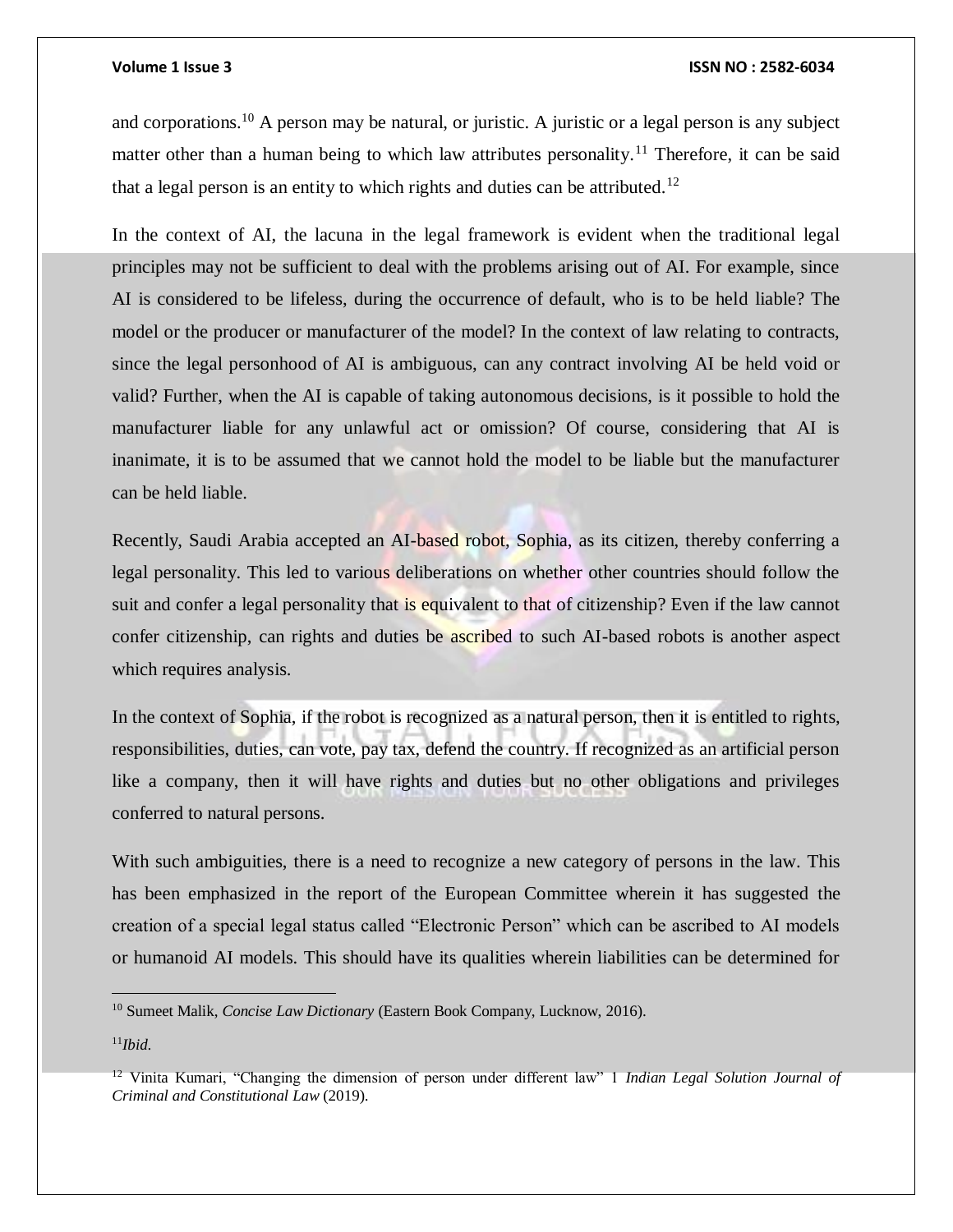and corporations.[10] A person may be natural, or juristic. A juristic or a legal person is any subject matter other than a human being to which law attributes personality.[11] Therefore, it can be said that a legal person is an entity to which rights and duties can be attributed.[12]

In the context of AI, the lacuna in the legal framework is evident when the traditional legal principles may not be sufficient to deal with the problems arising out of AI. For example, since AI is considered to be lifeless, during the occurrence of default, who is to be held liable? The model or the producer or manufacturer of the model? In the context of law relating to contracts, since the legal personhood of AI is ambiguous, can any contract involving AI be held void or valid? Further, when the AI is capable of taking autonomous decisions, is it possible to hold the manufacturer liable for any unlawful act or omission? Of course, considering that AI is inanimate, it is to be assumed that we cannot hold the model to be liable but the manufacturer can be held liable.

Recently, Saudi Arabia accepted an AI-based robot, Sophia, as its citizen, thereby conferring a legal personality. This led to various deliberations on whether other countries should follow the suit and confer a legal personality that is equivalent to that of citizenship? Even if the law cannot confer citizenship, can rights and duties be ascribed to such AI-based robots is another aspect which requires analysis.

In the context of Sophia, if the robot is recognized as a natural person, then it is entitled to rights, responsibilities, duties, can vote, pay tax, defend the country. If recognized as an artificial person like a company, then it will have rights and duties but no other obligations and privileges conferred to natural persons.

With such ambiguities, there is a need to recognize a new category of persons in the law. This has been emphasized in the report of the European Committee wherein it has suggested the creation of a special legal status called "Electronic Person" which can be ascribed to AI models or humanoid AI models. This should have its qualities wherein liabilities can be determined for

---

[10] Sumeet Malik, *Concise Law Dictionary* (Eastern Book Company, Lucknow, 2016).

[11] *Ibid.*

[12] Vinita Kumari, "Changing the dimension of person under different law" 1 *Indian Legal Solution Journal of Criminal and Constitutional Law* (2019).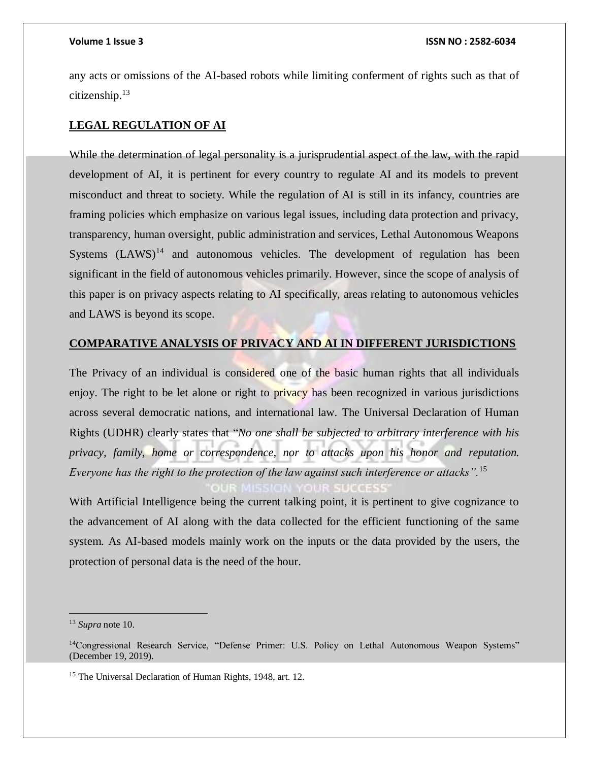any acts or omissions of the AI-based robots while limiting conferment of rights such as that of citizenship.[13]

## LEGAL REGULATION OF AI

While the determination of legal personality is a jurisprudential aspect of the law, with the rapid development of AI, it is pertinent for every country to regulate AI and its models to prevent misconduct and threat to society. While the regulation of AI is still in its infancy, countries are framing policies which emphasize on various legal issues, including data protection and privacy, transparency, human oversight, public administration and services, Lethal Autonomous Weapons Systems (LAWS)[14] and autonomous vehicles. The development of regulation has been significant in the field of autonomous vehicles primarily. However, since the scope of analysis of this paper is on privacy aspects relating to AI specifically, areas relating to autonomous vehicles and LAWS is beyond its scope.

## COMPARATIVE ANALYSIS OF PRIVACY AND AI IN DIFFERENT JURISDICTIONS

The Privacy of an individual is considered one of the basic human rights that all individuals enjoy. The right to be let alone or right to privacy has been recognized in various jurisdictions across several democratic nations, and international law. The Universal Declaration of Human Rights (UDHR) clearly states that "*No one shall be subjected to arbitrary interference with his privacy, family, home or correspondence, nor to attacks upon his honor and reputation. Everyone has the right to the protection of the law against such interference or attacks*".[15]

With Artificial Intelligence being the current talking point, it is pertinent to give cognizance to the advancement of AI along with the data collected for the efficient functioning of the same system. As AI-based models mainly work on the inputs or the data provided by the users, the protection of personal data is the need of the hour.

---

[13] *Supra* note 10.

[14] Congressional Research Service, "Defense Primer: U.S. Policy on Lethal Autonomous Weapon Systems" (December 19, 2019).

[15] The Universal Declaration of Human Rights, 1948, art. 12.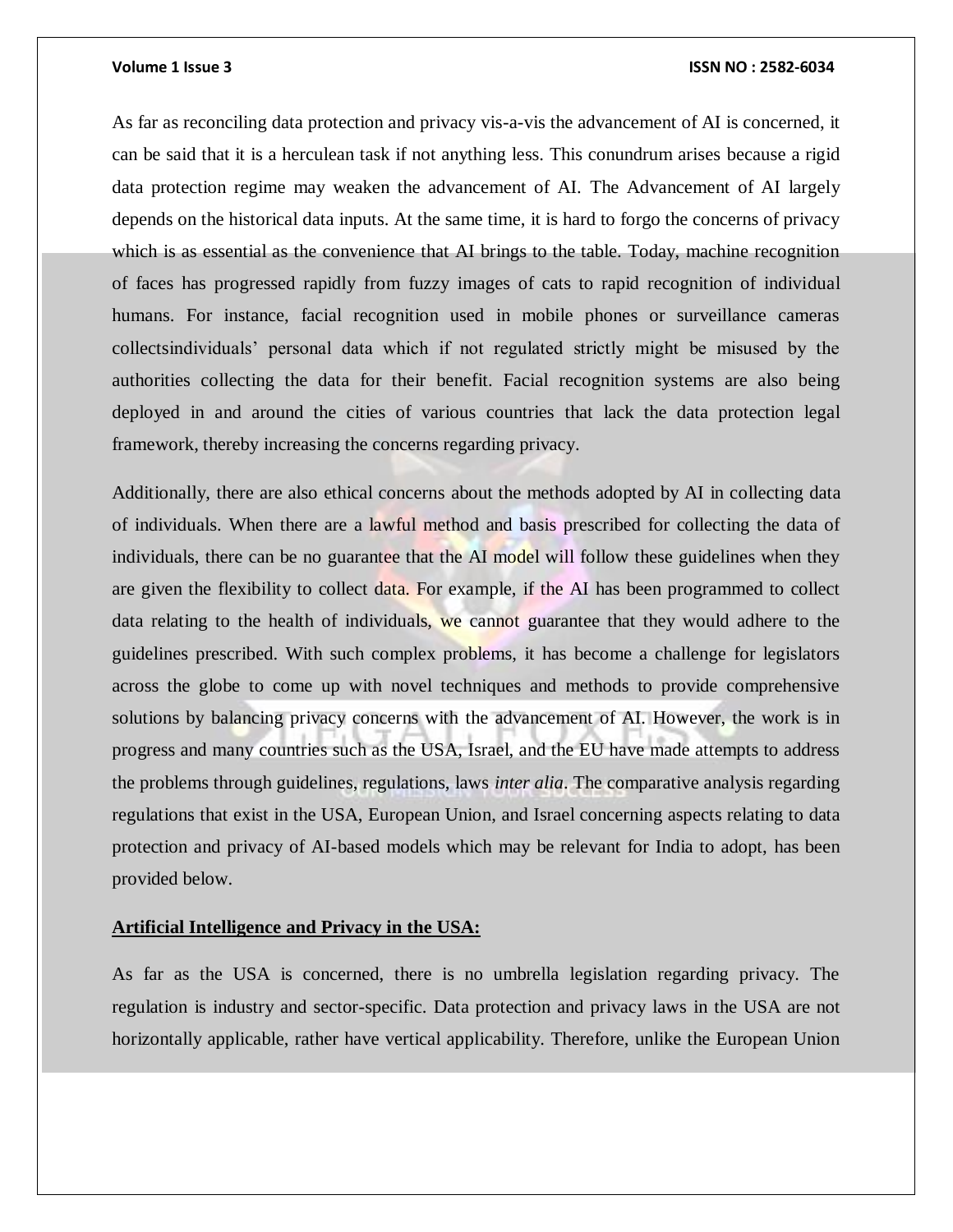As far as reconciling data protection and privacy vis-a-vis the advancement of AI is concerned, it can be said that it is a herculean task if not anything less. This conundrum arises because a rigid data protection regime may weaken the advancement of AI. The Advancement of AI largely depends on the historical data inputs. At the same time, it is hard to forgo the concerns of privacy which is as essential as the convenience that AI brings to the table. Today, machine recognition of faces has progressed rapidly from fuzzy images of cats to rapid recognition of individual humans. For instance, facial recognition used in mobile phones or surveillance cameras collectsindividuals' personal data which if not regulated strictly might be misused by the authorities collecting the data for their benefit. Facial recognition systems are also being deployed in and around the cities of various countries that lack the data protection legal framework, thereby increasing the concerns regarding privacy.

Additionally, there are also ethical concerns about the methods adopted by AI in collecting data of individuals. When there are a lawful method and basis prescribed for collecting the data of individuals, there can be no guarantee that the AI model will follow these guidelines when they are given the flexibility to collect data. For example, if the AI has been programmed to collect data relating to the health of individuals, we cannot guarantee that they would adhere to the guidelines prescribed. With such complex problems, it has become a challenge for legislators across the globe to come up with novel techniques and methods to provide comprehensive solutions by balancing privacy concerns with the advancement of AI. However, the work is in progress and many countries such as the USA, Israel, and the EU have made attempts to address the problems through guidelines, regulations, laws *inter alia*. The comparative analysis regarding regulations that exist in the USA, European Union, and Israel concerning aspects relating to data protection and privacy of AI-based models which may be relevant for India to adopt, has been provided below.

## Artificial Intelligence and Privacy in the USA:

As far as the USA is concerned, there is no umbrella legislation regarding privacy. The regulation is industry and sector-specific. Data protection and privacy laws in the USA are not horizontally applicable, rather have vertical applicability. Therefore, unlike the European Union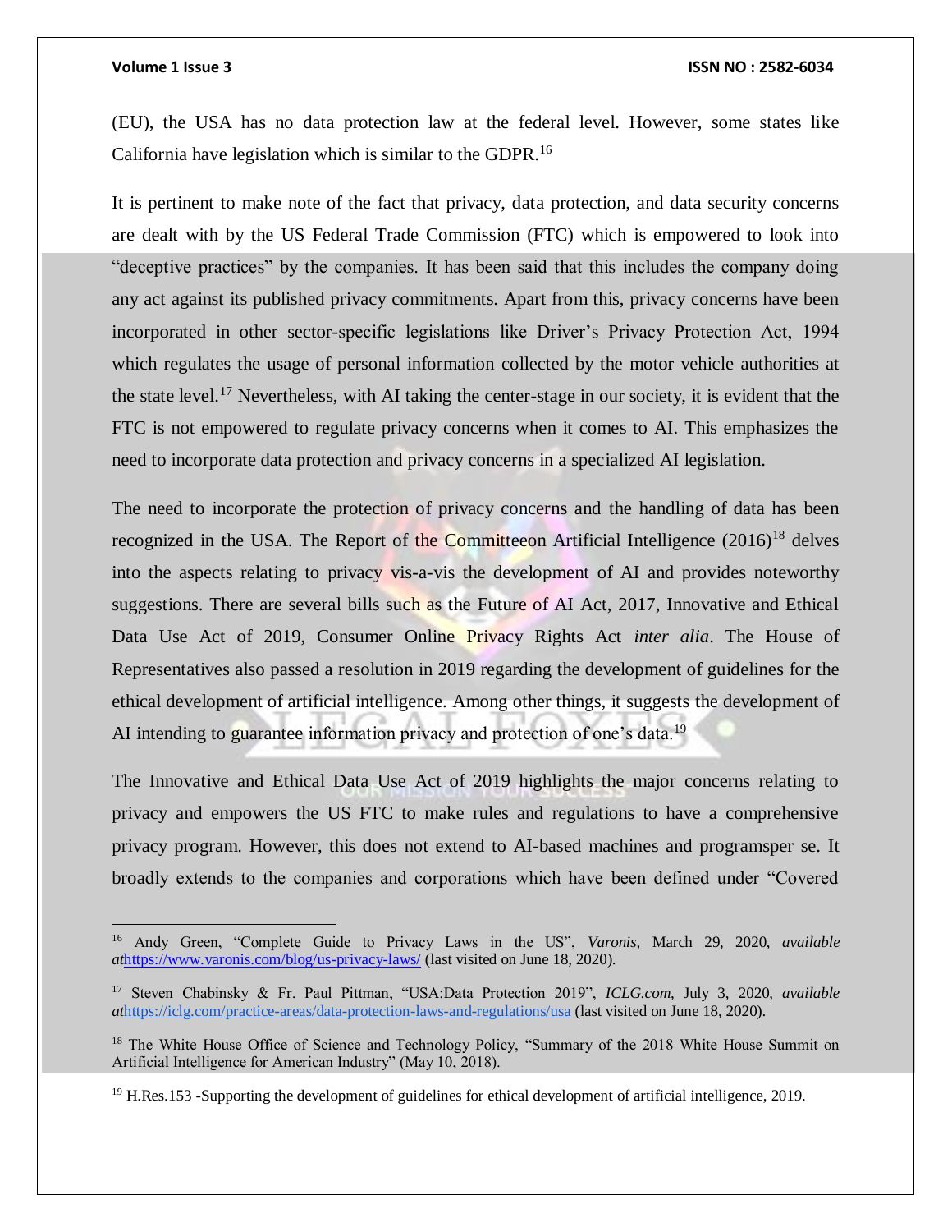(EU), the USA has no data protection law at the federal level. However, some states like California have legislation which is similar to the GDPR.[16]

It is pertinent to make note of the fact that privacy, data protection, and data security concerns are dealt with by the US Federal Trade Commission (FTC) which is empowered to look into "deceptive practices" by the companies. It has been said that this includes the company doing any act against its published privacy commitments. Apart from this, privacy concerns have been incorporated in other sector-specific legislations like Driver's Privacy Protection Act, 1994 which regulates the usage of personal information collected by the motor vehicle authorities at the state level.[17] Nevertheless, with AI taking the center-stage in our society, it is evident that the FTC is not empowered to regulate privacy concerns when it comes to AI. This emphasizes the need to incorporate data protection and privacy concerns in a specialized AI legislation.

The need to incorporate the protection of privacy concerns and the handling of data has been recognized in the USA. The Report of the Committeeon Artificial Intelligence (2016)[18] delves into the aspects relating to privacy vis-a-vis the development of AI and provides noteworthy suggestions. There are several bills such as the Future of AI Act, 2017, Innovative and Ethical Data Use Act of 2019, Consumer Online Privacy Rights Act *inter alia*. The House of Representatives also passed a resolution in 2019 regarding the development of guidelines for the ethical development of artificial intelligence. Among other things, it suggests the development of AI intending to guarantee information privacy and protection of one's data.[19]

The Innovative and Ethical Data Use Act of 2019 highlights the major concerns relating to privacy and empowers the US FTC to make rules and regulations to have a comprehensive privacy program. However, this does not extend to AI-based machines and programsper se. It broadly extends to the companies and corporations which have been defined under "Covered

---

[16] Andy Green, "Complete Guide to Privacy Laws in the US", *Varonis,* March 29, 2020, *available at*https://www.varonis.com/blog/us-privacy-laws/ (last visited on June 18, 2020).

[17] Steven Chabinsky & Fr. Paul Pittman, "USA:Data Protection 2019", *ICLG.com,* July 3, 2020, *available at*https://iclg.com/practice-areas/data-protection-laws-and-regulations/usa (last visited on June 18, 2020).

[18] The White House Office of Science and Technology Policy, "Summary of the 2018 White House Summit on Artificial Intelligence for American Industry" (May 10, 2018).

[19] H.Res.153 -Supporting the development of guidelines for ethical development of artificial intelligence, 2019.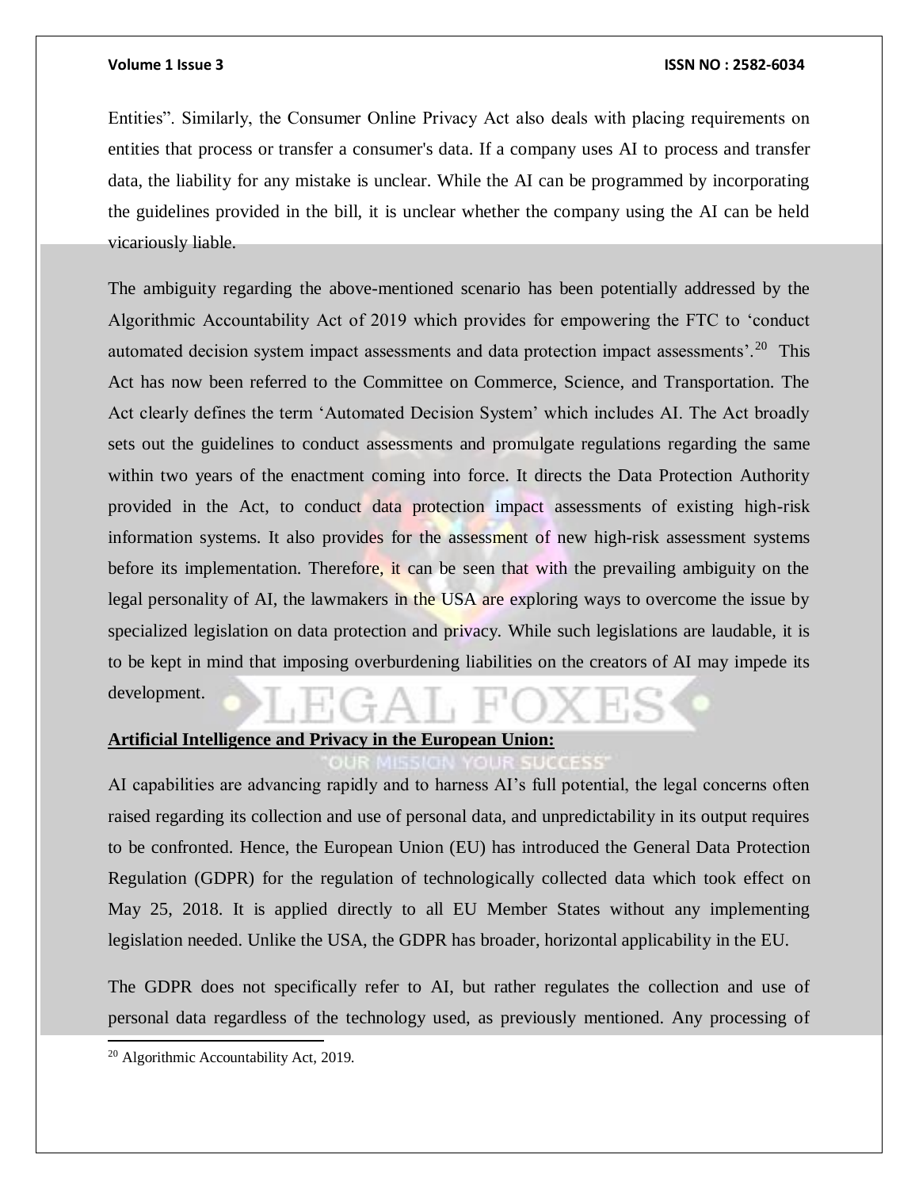Entities". Similarly, the Consumer Online Privacy Act also deals with placing requirements on entities that process or transfer a consumer's data. If a company uses AI to process and transfer data, the liability for any mistake is unclear. While the AI can be programmed by incorporating the guidelines provided in the bill, it is unclear whether the company using the AI can be held vicariously liable.

The ambiguity regarding the above-mentioned scenario has been potentially addressed by the Algorithmic Accountability Act of 2019 which provides for empowering the FTC to 'conduct automated decision system impact assessments and data protection impact assessments'.[20] This Act has now been referred to the Committee on Commerce, Science, and Transportation. The Act clearly defines the term 'Automated Decision System' which includes AI. The Act broadly sets out the guidelines to conduct assessments and promulgate regulations regarding the same within two years of the enactment coming into force. It directs the Data Protection Authority provided in the Act, to conduct data protection impact assessments of existing high-risk information systems. It also provides for the assessment of new high-risk assessment systems before its implementation. Therefore, it can be seen that with the prevailing ambiguity on the legal personality of AI, the lawmakers in the USA are exploring ways to overcome the issue by specialized legislation on data protection and privacy. While such legislations are laudable, it is to be kept in mind that imposing overburdening liabilities on the creators of AI may impede its development.

**Artificial Intelligence and Privacy in the European Union:**

AI capabilities are advancing rapidly and to harness AI's full potential, the legal concerns often raised regarding its collection and use of personal data, and unpredictability in its output requires to be confronted. Hence, the European Union (EU) has introduced the General Data Protection Regulation (GDPR) for the regulation of technologically collected data which took effect on May 25, 2018. It is applied directly to all EU Member States without any implementing legislation needed. Unlike the USA, the GDPR has broader, horizontal applicability in the EU.

The GDPR does not specifically refer to AI, but rather regulates the collection and use of personal data regardless of the technology used, as previously mentioned. Any processing of

[20] Algorithmic Accountability Act, 2019.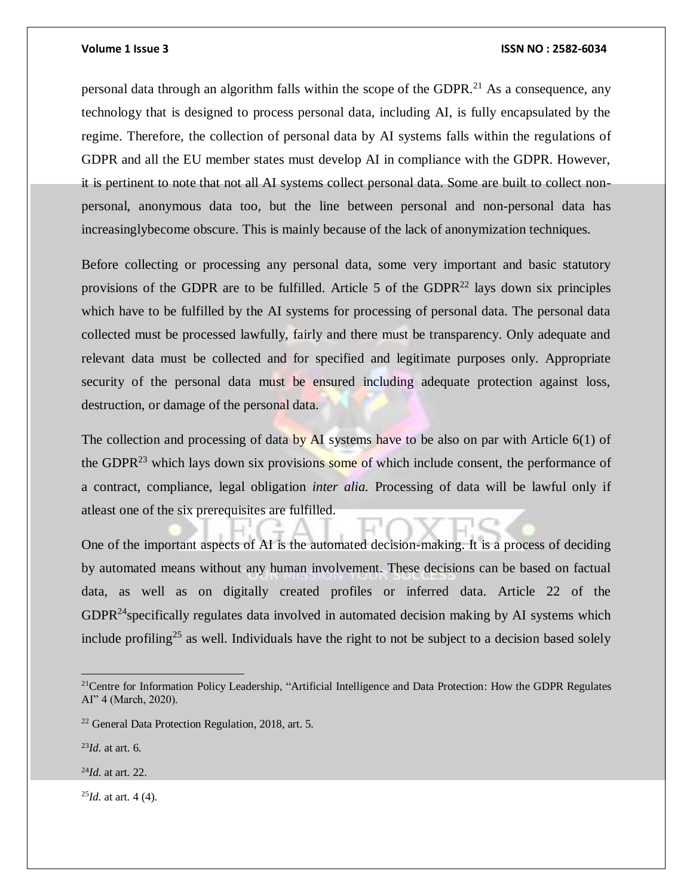personal data through an algorithm falls within the scope of the GDPR.[21] As a consequence, any technology that is designed to process personal data, including AI, is fully encapsulated by the regime. Therefore, the collection of personal data by AI systems falls within the regulations of GDPR and all the EU member states must develop AI in compliance with the GDPR. However, it is pertinent to note that not all AI systems collect personal data. Some are built to collect non-personal, anonymous data too, but the line between personal and non-personal data has increasinglybecome obscure. This is mainly because of the lack of anonymization techniques.

Before collecting or processing any personal data, some very important and basic statutory provisions of the GDPR are to be fulfilled. Article 5 of the GDPR[22] lays down six principles which have to be fulfilled by the AI systems for processing of personal data. The personal data collected must be processed lawfully, fairly and there must be transparency. Only adequate and relevant data must be collected and for specified and legitimate purposes only. Appropriate security of the personal data must be ensured including adequate protection against loss, destruction, or damage of the personal data.

The collection and processing of data by AI systems have to be also on par with Article 6(1) of the GDPR[23] which lays down six provisions some of which include consent, the performance of a contract, compliance, legal obligation *inter alia.* Processing of data will be lawful only if atleast one of the six prerequisites are fulfilled.

One of the important aspects of AI is the automated decision-making. It is a process of deciding by automated means without any human involvement. These decisions can be based on factual data, as well as on digitally created profiles or inferred data. Article 22 of the GDPR[24]specifically regulates data involved in automated decision making by AI systems which include profiling[25] as well. Individuals have the right to not be subject to a decision based solely

---

[21]Centre for Information Policy Leadership, "Artificial Intelligence and Data Protection: How the GDPR Regulates AI" 4 (March, 2020).

[22] General Data Protection Regulation, 2018, art. 5.

[23]*Id.* at art. 6.

[24]*Id.* at art. 22.

[25]*Id.* at art. 4 (4).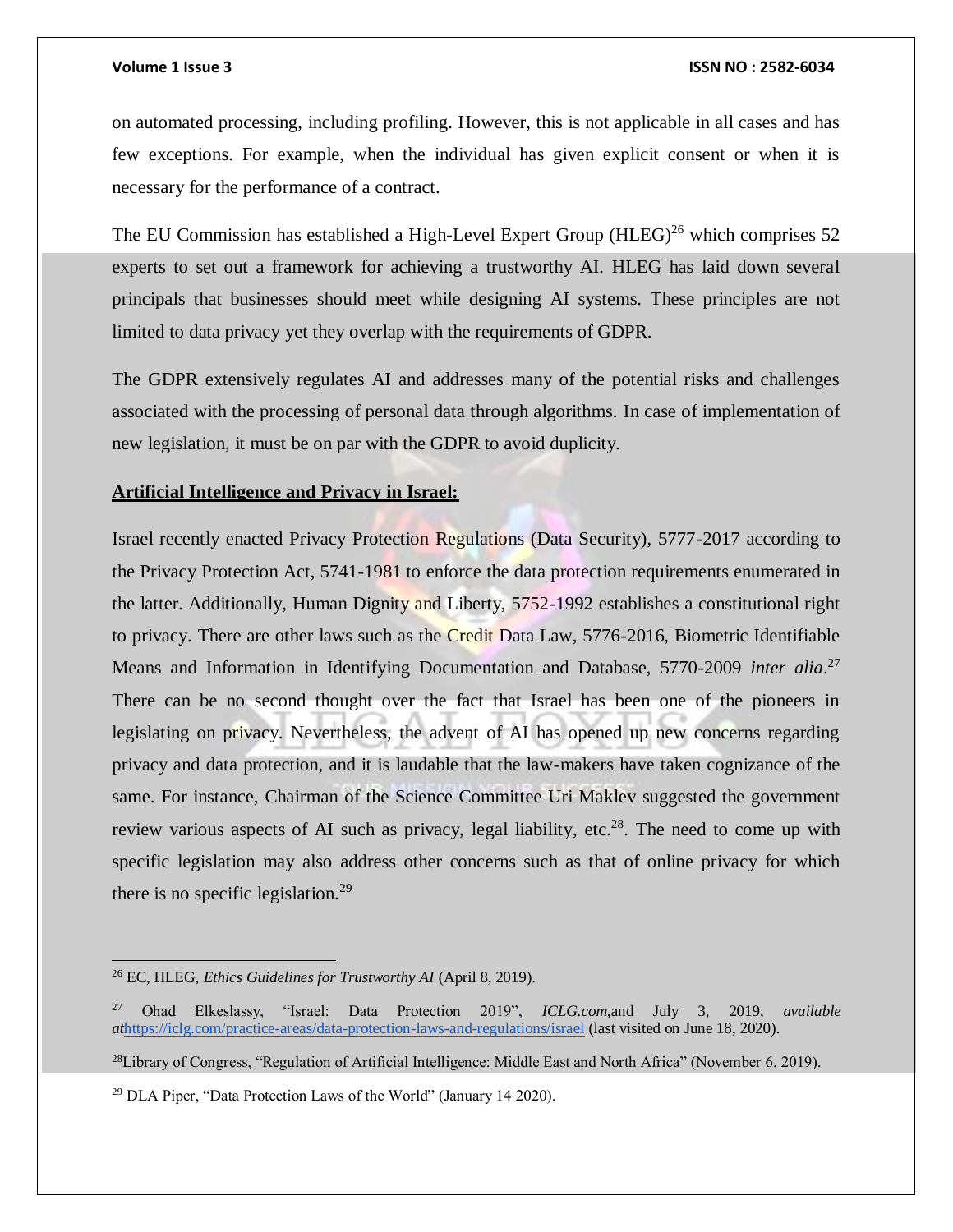on automated processing, including profiling. However, this is not applicable in all cases and has few exceptions. For example, when the individual has given explicit consent or when it is necessary for the performance of a contract.

The EU Commission has established a High-Level Expert Group (HLEG)[26] which comprises 52 experts to set out a framework for achieving a trustworthy AI. HLEG has laid down several principals that businesses should meet while designing AI systems. These principles are not limited to data privacy yet they overlap with the requirements of GDPR.

The GDPR extensively regulates AI and addresses many of the potential risks and challenges associated with the processing of personal data through algorithms. In case of implementation of new legislation, it must be on par with the GDPR to avoid duplicity.

**<u>Artificial Intelligence and Privacy in Israel:</u>**

Israel recently enacted Privacy Protection Regulations (Data Security), 5777-2017 according to the Privacy Protection Act, 5741-1981 to enforce the data protection requirements enumerated in the latter. Additionally, Human Dignity and Liberty, 5752-1992 establishes a constitutional right to privacy. There are other laws such as the Credit Data Law, 5776-2016, Biometric Identifiable Means and Information in Identifying Documentation and Database, 5770-2009 *inter alia*.[27] There can be no second thought over the fact that Israel has been one of the pioneers in legislating on privacy. Nevertheless, the advent of AI has opened up new concerns regarding privacy and data protection, and it is laudable that the law-makers have taken cognizance of the same. For instance, Chairman of the Science Committee Uri Maklev suggested the government review various aspects of AI such as privacy, legal liability, etc.[28]. The need to come up with specific legislation may also address other concerns such as that of online privacy for which there is no specific legislation.[29]

---

[26] EC, HLEG, *Ethics Guidelines for Trustworthy AI* (April 8, 2019).

[27] Ohad Elkeslassy, "Israel: Data Protection 2019", *ICLG.com,*and July 3, 2019, *available at*https://iclg.com/practice-areas/data-protection-laws-and-regulations/israel (last visited on June 18, 2020).

[28] Library of Congress, "Regulation of Artificial Intelligence: Middle East and North Africa" (November 6, 2019).

[29] DLA Piper, "Data Protection Laws of the World" (January 14 2020).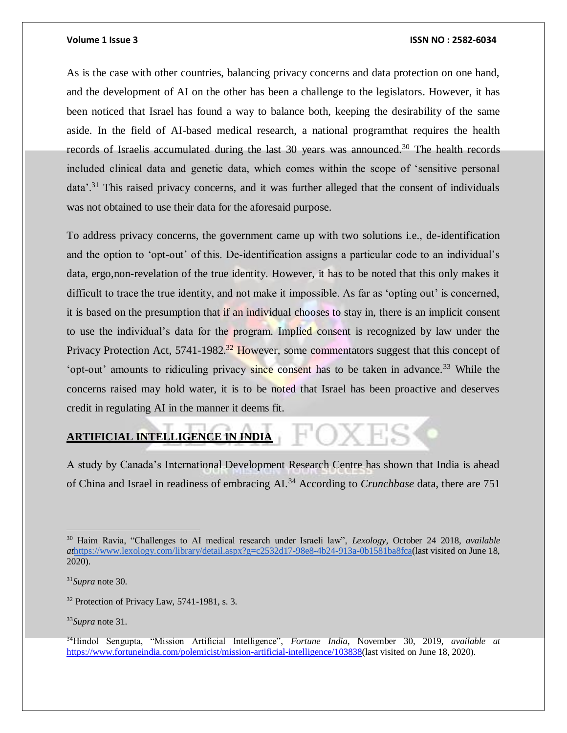As is the case with other countries, balancing privacy concerns and data protection on one hand, and the development of AI on the other has been a challenge to the legislators. However, it has been noticed that Israel has found a way to balance both, keeping the desirability of the same aside. In the field of AI-based medical research, a national programthat requires the health records of Israelis accumulated during the last 30 years was announced.[30] The health records included clinical data and genetic data, which comes within the scope of 'sensitive personal data'.[31] This raised privacy concerns, and it was further alleged that the consent of individuals was not obtained to use their data for the aforesaid purpose.

To address privacy concerns, the government came up with two solutions i.e., de-identification and the option to 'opt-out' of this. De-identification assigns a particular code to an individual's data, ergo,non-revelation of the true identity. However, it has to be noted that this only makes it difficult to trace the true identity, and not make it impossible. As far as 'opting out' is concerned, it is based on the presumption that if an individual chooses to stay in, there is an implicit consent to use the individual's data for the program. Implied consent is recognized by law under the Privacy Protection Act, 5741-1982.[32] However, some commentators suggest that this concept of 'opt-out' amounts to ridiculing privacy since consent has to be taken in advance.[33] While the concerns raised may hold water, it is to be noted that Israel has been proactive and deserves credit in regulating AI in the manner it deems fit.

## ARTIFICIAL INTELLIGENCE IN INDIA

A study by Canada's International Development Research Centre has shown that India is ahead of China and Israel in readiness of embracing AI.[34] According to *Crunchbase* data, there are 751

---

[30] Haim Ravia, "Challenges to AI medical research under Israeli law", *Lexology*, October 24 2018, *available at*https://www.lexology.com/library/detail.aspx?g=c2532d17-98e8-4b24-913a-0b1581ba8fca(last visited on June 18, 2020).

[31] *Supra* note 30.

[32] Protection of Privacy Law, 5741-1981, s. 3.

[33] *Supra* note 31.

[34] Hindol Sengupta, "Mission Artificial Intelligence", *Fortune India*, November 30, 2019, *available at* https://www.fortuneindia.com/polemicist/mission-artificial-intelligence/103838(last visited on June 18, 2020).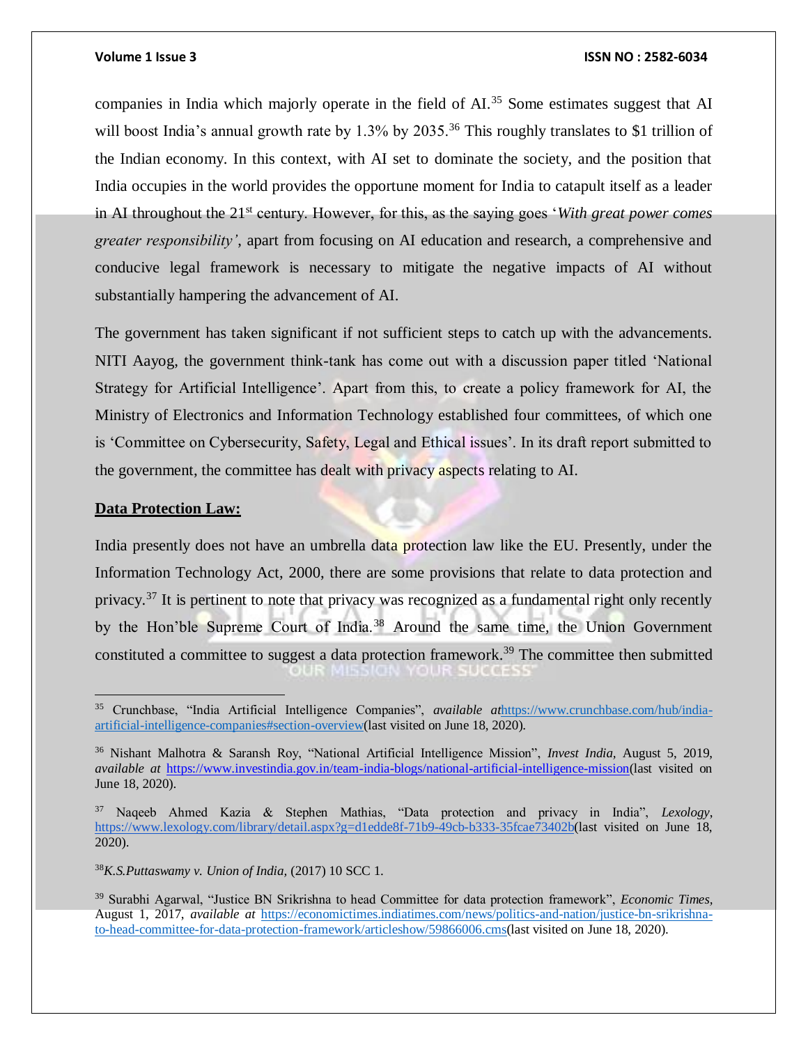companies in India which majorly operate in the field of AI.[35] Some estimates suggest that AI will boost India's annual growth rate by 1.3% by 2035.[36] This roughly translates to $1 trillion of the Indian economy. In this context, with AI set to dominate the society, and the position that India occupies in the world provides the opportune moment for India to catapult itself as a leader in AI throughout the 21st century. However, for this, as the saying goes '*With great power comes greater responsibility'*, apart from focusing on AI education and research, a comprehensive and conducive legal framework is necessary to mitigate the negative impacts of AI without substantially hampering the advancement of AI.

The government has taken significant if not sufficient steps to catch up with the advancements. NITI Aayog, the government think-tank has come out with a discussion paper titled 'National Strategy for Artificial Intelligence'. Apart from this, to create a policy framework for AI, the Ministry of Electronics and Information Technology established four committees, of which one is 'Committee on Cybersecurity, Safety, Legal and Ethical issues'. In its draft report submitted to the government, the committee has dealt with privacy aspects relating to AI.

**Data Protection Law:**

India presently does not have an umbrella data protection law like the EU. Presently, under the Information Technology Act, 2000, there are some provisions that relate to data protection and privacy.[37] It is pertinent to note that privacy was recognized as a fundamental right only recently by the Hon'ble Supreme Court of India.[38] Around the same time, the Union Government constituted a committee to suggest a data protection framework.[39] The committee then submitted

---

[35] Crunchbase, "India Artificial Intelligence Companies", *available at*https://www.crunchbase.com/hub/india-artificial-intelligence-companies#section-overview(last visited on June 18, 2020).

[36] Nishant Malhotra & Saransh Roy, "National Artificial Intelligence Mission", *Invest India,* August 5, 2019, *available at* https://www.investindia.gov.in/team-india-blogs/national-artificial-intelligence-mission(last visited on June 18, 2020).

[37] Naqeeb Ahmed Kazia & Stephen Mathias, "Data protection and privacy in India", *Lexology*, https://www.lexology.com/library/detail.aspx?g=d1edde8f-71b9-49cb-b333-35fcae73402b(last visited on June 18, 2020).

[38] *K.S.Puttaswamy v. Union of India,* (2017) 10 SCC 1.

[39] Surabhi Agarwal, "Justice BN Srikrishna to head Committee for data protection framework", *Economic Times,* August 1, 2017, *available at* https://economictimes.indiatimes.com/news/politics-and-nation/justice-bn-srikrishna-to-head-committee-for-data-protection-framework/articleshow/59866006.cms(last visited on June 18, 2020).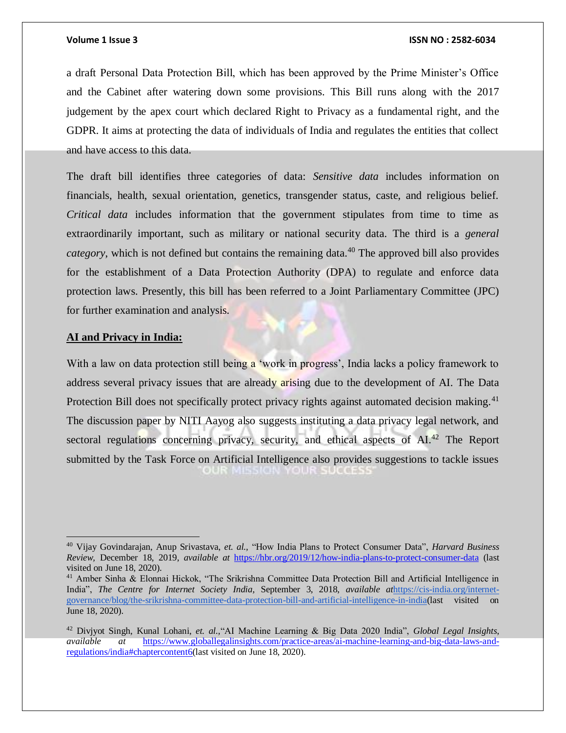a draft Personal Data Protection Bill, which has been approved by the Prime Minister's Office and the Cabinet after watering down some provisions. This Bill runs along with the 2017 judgement by the apex court which declared Right to Privacy as a fundamental right, and the GDPR. It aims at protecting the data of individuals of India and regulates the entities that collect and have access to this data.

The draft bill identifies three categories of data: *Sensitive data* includes information on financials, health, sexual orientation, genetics, transgender status, caste, and religious belief. *Critical data* includes information that the government stipulates from time to time as extraordinarily important, such as military or national security data. The third is a *general category*, which is not defined but contains the remaining data.[40] The approved bill also provides for the establishment of a Data Protection Authority (DPA) to regulate and enforce data protection laws. Presently, this bill has been referred to a Joint Parliamentary Committee (JPC) for further examination and analysis.

**AI and Privacy in India:**

With a law on data protection still being a 'work in progress', India lacks a policy framework to address several privacy issues that are already arising due to the development of AI. The Data Protection Bill does not specifically protect privacy rights against automated decision making.[41] The discussion paper by NITI Aayog also suggests instituting a data privacy legal network, and sectoral regulations concerning privacy, security, and ethical aspects of AI.[42] The Report submitted by the Task Force on Artificial Intelligence also provides suggestions to tackle issues

---

[40] Vijay Govindarajan, Anup Srivastava, *et. al.*, "How India Plans to Protect Consumer Data", *Harvard Business Review*, December 18, 2019, *available at* https://hbr.org/2019/12/how-india-plans-to-protect-consumer-data (last visited on June 18, 2020).

[41] Amber Sinha & Elonnai Hickok, "The Srikrishna Committee Data Protection Bill and Artificial Intelligence in India", *The Centre for Internet Society India*, September 3, 2018, *available at*https://cis-india.org/internet-governance/blog/the-srikrishna-committee-data-protection-bill-and-artificial-intelligence-in-india(last visited on June 18, 2020).

[42] Divjyot Singh, Kunal Lohani, *et. al.*,"AI Machine Learning & Big Data 2020 India", *Global Legal Insights*, *available at* https://www.globallegalinsights.com/practice-areas/ai-machine-learning-and-big-data-laws-and-regulations/india#chaptercontent6(last visited on June 18, 2020).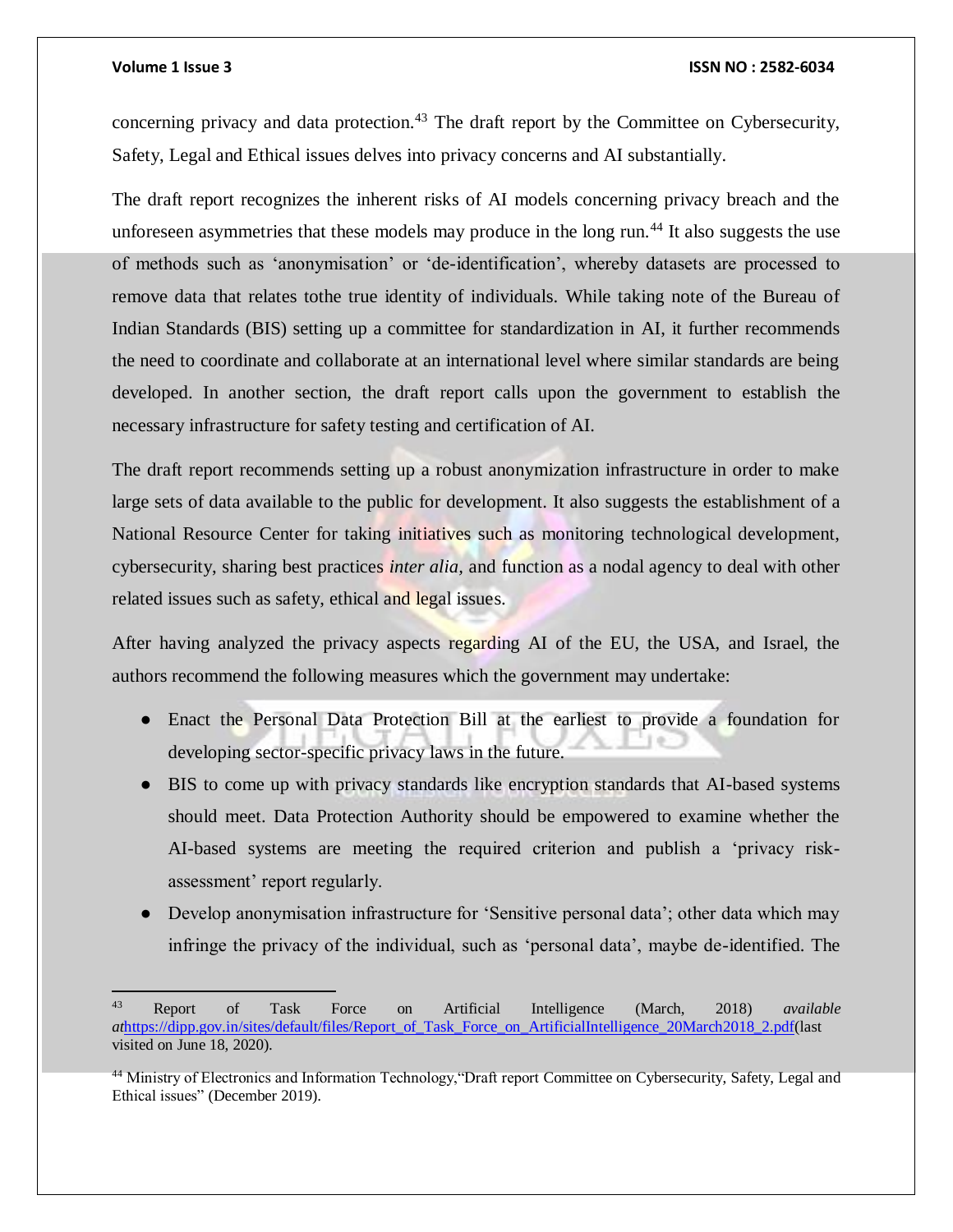concerning privacy and data protection.[43] The draft report by the Committee on Cybersecurity, Safety, Legal and Ethical issues delves into privacy concerns and AI substantially.

The draft report recognizes the inherent risks of AI models concerning privacy breach and the unforeseen asymmetries that these models may produce in the long run.[44] It also suggests the use of methods such as 'anonymisation' or 'de-identification', whereby datasets are processed to remove data that relates tothe true identity of individuals. While taking note of the Bureau of Indian Standards (BIS) setting up a committee for standardization in AI, it further recommends the need to coordinate and collaborate at an international level where similar standards are being developed. In another section, the draft report calls upon the government to establish the necessary infrastructure for safety testing and certification of AI.

The draft report recommends setting up a robust anonymization infrastructure in order to make large sets of data available to the public for development. It also suggests the establishment of a National Resource Center for taking initiatives such as monitoring technological development, cybersecurity, sharing best practices *inter alia,* and function as a nodal agency to deal with other related issues such as safety, ethical and legal issues.

After having analyzed the privacy aspects regarding AI of the EU, the USA, and Israel, the authors recommend the following measures which the government may undertake:

- Enact the Personal Data Protection Bill at the earliest to provide a foundation for developing sector-specific privacy laws in the future.
- BIS to come up with privacy standards like encryption standards that AI-based systems should meet. Data Protection Authority should be empowered to examine whether the AI-based systems are meeting the required criterion and publish a 'privacy risk-assessment' report regularly.
- Develop anonymisation infrastructure for 'Sensitive personal data'; other data which may infringe the privacy of the individual, such as 'personal data', maybe de-identified. The

---

[43] Report of Task Force on Artificial Intelligence (March, 2018) *available at*https://dipp.gov.in/sites/default/files/Report_of_Task_Force_on_ArtificialIntelligence_20March2018_2.pdf(last visited on June 18, 2020).

[44] Ministry of Electronics and Information Technology,"Draft report Committee on Cybersecurity, Safety, Legal and Ethical issues" (December 2019).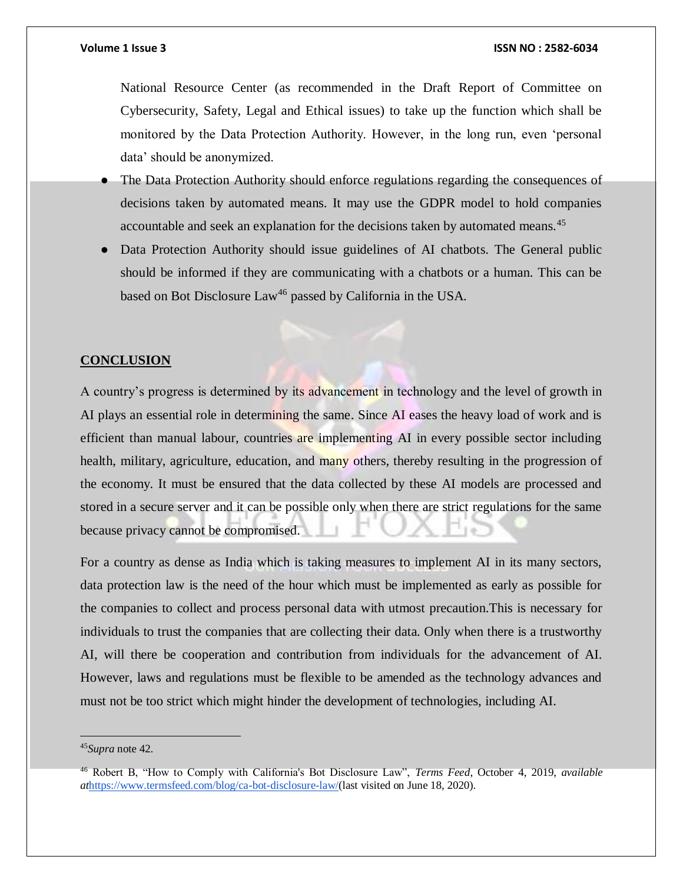National Resource Center (as recommended in the Draft Report of Committee on Cybersecurity, Safety, Legal and Ethical issues) to take up the function which shall be monitored by the Data Protection Authority. However, in the long run, even 'personal data' should be anonymized.

- The Data Protection Authority should enforce regulations regarding the consequences of decisions taken by automated means. It may use the GDPR model to hold companies accountable and seek an explanation for the decisions taken by automated means.[45]
- Data Protection Authority should issue guidelines of AI chatbots. The General public should be informed if they are communicating with a chatbots or a human. This can be based on Bot Disclosure Law[46] passed by California in the USA.

## CONCLUSION

A country's progress is determined by its advancement in technology and the level of growth in AI plays an essential role in determining the same. Since AI eases the heavy load of work and is efficient than manual labour, countries are implementing AI in every possible sector including health, military, agriculture, education, and many others, thereby resulting in the progression of the economy. It must be ensured that the data collected by these AI models are processed and stored in a secure server and it can be possible only when there are strict regulations for the same because privacy cannot be compromised.

For a country as dense as India which is taking measures to implement AI in its many sectors, data protection law is the need of the hour which must be implemented as early as possible for the companies to collect and process personal data with utmost precaution.This is necessary for individuals to trust the companies that are collecting their data. Only when there is a trustworthy AI, will there be cooperation and contribution from individuals for the advancement of AI. However, laws and regulations must be flexible to be amended as the technology advances and must not be too strict which might hinder the development of technologies, including AI.

---

[45] *Supra* note 42.

[46] Robert B, "How to Comply with California's Bot Disclosure Law", *Terms Feed*, October 4, 2019, *available at*https://www.termsfeed.com/blog/ca-bot-disclosure-law/(last visited on June 18, 2020).